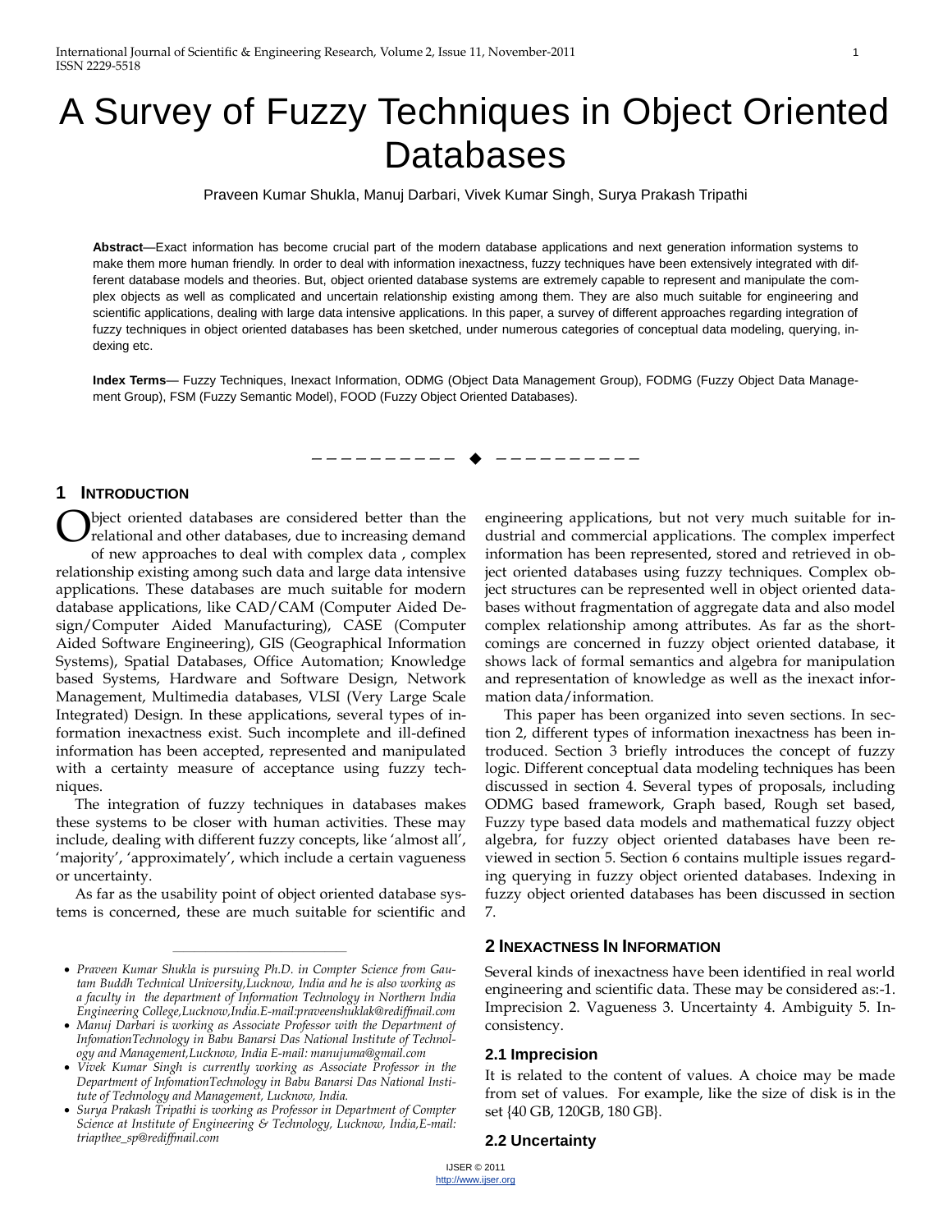# A Survey of Fuzzy Techniques in Object Oriented Databases

Praveen Kumar Shukla, Manuj Darbari, Vivek Kumar Singh, Surya Prakash Tripathi

**Abstract**—Exact information has become crucial part of the modern database applications and next generation information systems to make them more human friendly. In order to deal with information inexactness, fuzzy techniques have been extensively integrated with different database models and theories. But, object oriented database systems are extremely capable to represent and manipulate the complex objects as well as complicated and uncertain relationship existing among them. They are also much suitable for engineering and scientific applications, dealing with large data intensive applications. In this paper, a survey of different approaches regarding integration of fuzzy techniques in object oriented databases has been sketched, under numerous categories of conceptual data modeling, querying, indexing etc.

**Index Terms**— Fuzzy Techniques, Inexact Information, ODMG (Object Data Management Group), FODMG (Fuzzy Object Data Management Group), FSM (Fuzzy Semantic Model), FOOD (Fuzzy Object Oriented Databases).

---

## 1 Introduction

Object oriented databases are considered better than the relational and other databases, due to increasing demand of new approaches to deal with complex data , complex relationship existing among such data and large data intensive applications. These databases are much suitable for modern database applications, like CAD/CAM (Computer Aided Design/Computer Aided Manufacturing), CASE (Computer Aided Software Engineering), GIS (Geographical Information Systems), Spatial Databases, Office Automation; Knowledge based Systems, Hardware and Software Design, Network Management, Multimedia databases, VLSI (Very Large Scale Integrated) Design. In these applications, several types of information inexactness exist. Such incomplete and ill-defined information has been accepted, represented and manipulated with a certainty measure of acceptance using fuzzy techniques.

The integration of fuzzy techniques in databases makes these systems to be closer with human activities. These may include, dealing with different fuzzy concepts, like 'almost all', 'majority', 'approximately', which include a certain vagueness or uncertainty.

As far as the usability point of object oriented database systems is concerned, these are much suitable for scientific and engineering applications, but not very much suitable for industrial and commercial applications. The complex imperfect information has been represented, stored and retrieved in object oriented databases using fuzzy techniques. Complex object structures can be represented well in object oriented databases without fragmentation of aggregate data and also model complex relationship among attributes. As far as the shortcomings are concerned in fuzzy object oriented database, it shows lack of formal semantics and algebra for manipulation and representation of knowledge as well as the inexact information data/information.

This paper has been organized into seven sections. In section 2, different types of information inexactness has been introduced. Section 3 briefly introduces the concept of fuzzy logic. Different conceptual data modeling techniques has been discussed in section 4. Several types of proposals, including ODMG based framework, Graph based, Rough set based, Fuzzy type based data models and mathematical fuzzy object algebra, for fuzzy object oriented databases have been reviewed in section 5. Section 6 contains multiple issues regarding querying in fuzzy object oriented databases. Indexing in fuzzy object oriented databases has been discussed in section 7.

- *Praveen Kumar Shukla is pursuing Ph.D. in Compter Science from Gautam Buddh Technical University,Lucknow, India and he is also working as a faculty in the department of Information Technology in Northern India Engineering College,Lucknow,India.E-mail:praveenshuklak@rediffmail.com*
- *Manuj Darbari is working as Associate Professor with the Department of InfomationTechnology in Babu Banarsi Das National Institute of Technology and Management,Lucknow, India E-mail: manujuma@gmail.com*
- *Vivek Kumar Singh is currently working as Associate Professor in the Department of InfomationTechnology in Babu Banarsi Das National Institute of Technology and Management, Lucknow, India.*
- *Surya Prakash Tripathi is working as Professor in Department of Compter Science at Institute of Engineering & Technology, Lucknow, India,E-mail: triapthee_sp@rediffmail.com*

## 2 Inexactness In Information

Several kinds of inexactness have been identified in real world engineering and scientific data. These may be considered as:-1. Imprecision 2. Vagueness 3. Uncertainty 4. Ambiguity 5. Inconsistency.

### 2.1 Imprecision

It is related to the content of values. A choice may be made from set of values. For example, like the size of disk is in the set {40 GB, 120GB, 180 GB}.

### 2.2 Uncertainty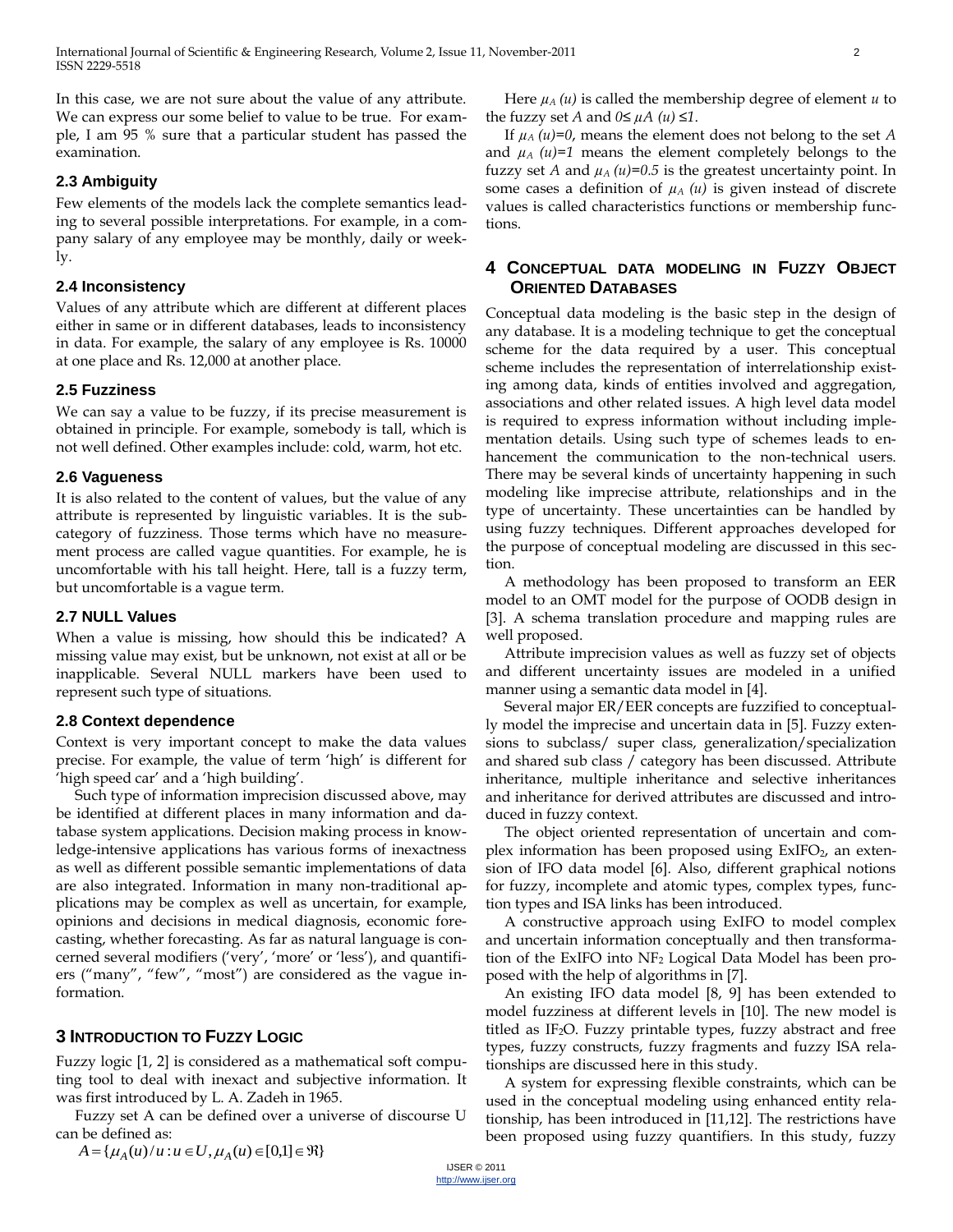In this case, we are not sure about the value of any attribute. We can express our some belief to value to be true. For example, I am 95 % sure that a particular student has passed the examination.

### 2.3 Ambiguity

Few elements of the models lack the complete semantics leading to several possible interpretations. For example, in a company salary of any employee may be monthly, daily or weekly.

### 2.4 Inconsistency

Values of any attribute which are different at different places either in same or in different databases, leads to inconsistency in data. For example, the salary of any employee is Rs. 10000 at one place and Rs. 12,000 at another place.

### 2.5 Fuzziness

We can say a value to be fuzzy, if its precise measurement is obtained in principle. For example, somebody is tall, which is not well defined. Other examples include: cold, warm, hot etc.

### 2.6 Vagueness

It is also related to the content of values, but the value of any attribute is represented by linguistic variables. It is the subcategory of fuzziness. Those terms which have no measurement process are called vague quantities. For example, he is uncomfortable with his tall height. Here, tall is a fuzzy term, but uncomfortable is a vague term.

### 2.7 NULL Values

When a value is missing, how should this be indicated? A missing value may exist, but be unknown, not exist at all or be inapplicable. Several NULL markers have been used to represent such type of situations.

### 2.8 Context dependence

Context is very important concept to make the data values precise. For example, the value of term 'high' is different for 'high speed car' and a 'high building'.

Such type of information imprecision discussed above, may be identified at different places in many information and database system applications. Decision making process in knowledge-intensive applications has various forms of inexactness as well as different possible semantic implementations of data are also integrated. Information in many non-traditional applications may be complex as well as uncertain, for example, opinions and decisions in medical diagnosis, economic forecasting, whether forecasting. As far as natural language is concerned several modifiers ('very', 'more' or 'less'), and quantifiers ("many", "few", "most") are considered as the vague information.

## 3 Introduction to Fuzzy Logic

Fuzzy logic [1, 2] is considered as a mathematical soft computing tool to deal with inexact and subjective information. It was first introduced by L. A. Zadeh in 1965.

Fuzzy set A can be defined over a universe of discourse U can be defined as:

$$A = \{\mu_A(u)/u : u \in U, \mu_A(u) \in [0,1] \in \Re\}$$

Here $\mu_A(u)$ is called the membership degree of element $u$ to the fuzzy set $A$ and $0 \leq \mu A(u) \leq 1$.

If $\mu_A(u)=0$, means the element does not belong to the set $A$ and $\mu_A(u)=1$ means the element completely belongs to the fuzzy set $A$ and $\mu_A(u)=0.5$ is the greatest uncertainty point. In some cases a definition of $\mu_A(u)$ is given instead of discrete values is called characteristics functions or membership functions.

## 4 Conceptual Data Modeling in Fuzzy Object Oriented Databases

Conceptual data modeling is the basic step in the design of any database. It is a modeling technique to get the conceptual scheme for the data required by a user. This conceptual scheme includes the representation of interrelationship existing among data, kinds of entities involved and aggregation, associations and other related issues. A high level data model is required to express information without including implementation details. Using such type of schemes leads to enhancement the communication to the non-technical users. There may be several kinds of uncertainty happening in such modeling like imprecise attribute, relationships and in the type of uncertainty. These uncertainties can be handled by using fuzzy techniques. Different approaches developed for the purpose of conceptual modeling are discussed in this section.

A methodology has been proposed to transform an EER model to an OMT model for the purpose of OODB design in [3]. A schema translation procedure and mapping rules are well proposed.

Attribute imprecision values as well as fuzzy set of objects and different uncertainty issues are modeled in a unified manner using a semantic data model in [4].

Several major ER/EER concepts are fuzzified to conceptually model the imprecise and uncertain data in [5]. Fuzzy extensions to subclass/ super class, generalization/specialization and shared sub class / category has been discussed. Attribute inheritance, multiple inheritance and selective inheritances and inheritance for derived attributes are discussed and introduced in fuzzy context.

The object oriented representation of uncertain and complex information has been proposed using $ExIFO_2$, an extension of IFO data model [6]. Also, different graphical notions for fuzzy, incomplete and atomic types, complex types, function types and ISA links has been introduced.

A constructive approach using ExIFO to model complex and uncertain information conceptually and then transformation of the ExIFO into $NF_2$ Logical Data Model has been proposed with the help of algorithms in [7].

An existing IFO data model [8, 9] has been extended to model fuzziness at different levels in [10]. The new model is titled as $IF_2O$. Fuzzy printable types, fuzzy abstract and free types, fuzzy constructs, fuzzy fragments and fuzzy ISA relationships are discussed here in this study.

A system for expressing flexible constraints, which can be used in the conceptual modeling using enhanced entity relationship, has been introduced in [11,12]. The restrictions have been proposed using fuzzy quantifiers. In this study, fuzzy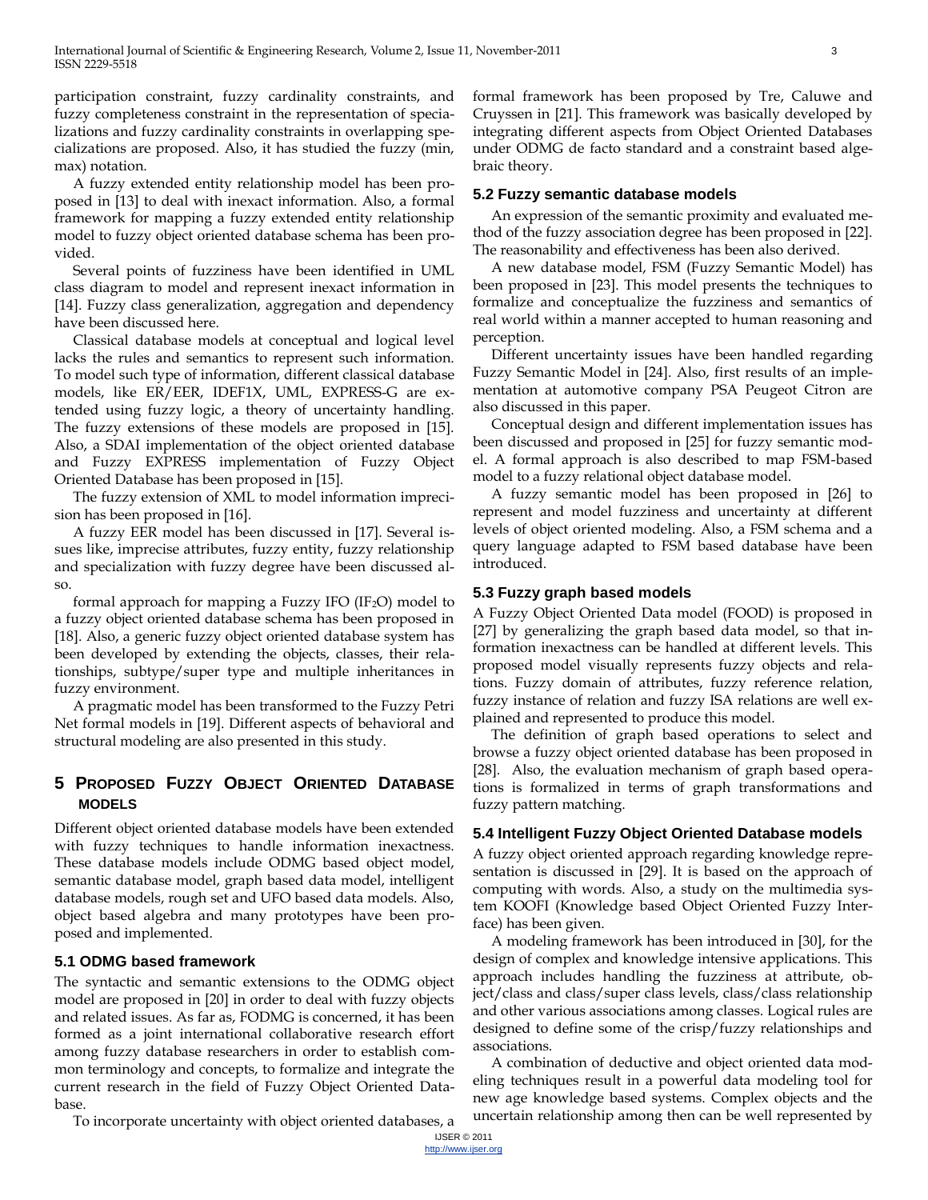participation constraint, fuzzy cardinality constraints, and fuzzy completeness constraint in the representation of specializations and fuzzy cardinality constraints in overlapping specializations are proposed. Also, it has studied the fuzzy (min, max) notation.

A fuzzy extended entity relationship model has been proposed in [13] to deal with inexact information. Also, a formal framework for mapping a fuzzy extended entity relationship model to fuzzy object oriented database schema has been provided.

Several points of fuzziness have been identified in UML class diagram to model and represent inexact information in [14]. Fuzzy class generalization, aggregation and dependency have been discussed here.

Classical database models at conceptual and logical level lacks the rules and semantics to represent such information. To model such type of information, different classical database models, like ER/EER, IDEF1X, UML, EXPRESS-G are extended using fuzzy logic, a theory of uncertainty handling. The fuzzy extensions of these models are proposed in [15]. Also, a SDAI implementation of the object oriented database and Fuzzy EXPRESS implementation of Fuzzy Object Oriented Database has been proposed in [15].

The fuzzy extension of XML to model information imprecision has been proposed in [16].

A fuzzy EER model has been discussed in [17]. Several issues like, imprecise attributes, fuzzy entity, fuzzy relationship and specialization with fuzzy degree have been discussed also.

formal approach for mapping a Fuzzy IFO ($IF_2O$) model to a fuzzy object oriented database schema has been proposed in [18]. Also, a generic fuzzy object oriented database system has been developed by extending the objects, classes, their relationships, subtype/super type and multiple inheritances in fuzzy environment.

A pragmatic model has been transformed to the Fuzzy Petri Net formal models in [19]. Different aspects of behavioral and structural modeling are also presented in this study.

## 5 Proposed Fuzzy Object Oriented Database Models

Different object oriented database models have been extended with fuzzy techniques to handle information inexactness. These database models include ODMG based object model, semantic database model, graph based data model, intelligent database models, rough set and UFO based data models. Also, object based algebra and many prototypes have been proposed and implemented.

### 5.1 ODMG based framework

The syntactic and semantic extensions to the ODMG object model are proposed in [20] in order to deal with fuzzy objects and related issues. As far as, FODMG is concerned, it has been formed as a joint international collaborative research effort among fuzzy database researchers in order to establish common terminology and concepts, to formalize and integrate the current research in the field of Fuzzy Object Oriented Database.

To incorporate uncertainty with object oriented databases, a formal framework has been proposed by Tre, Caluwe and Cruyssen in [21]. This framework was basically developed by integrating different aspects from Object Oriented Databases under ODMG de facto standard and a constraint based algebraic theory.

### 5.2 Fuzzy semantic database models

An expression of the semantic proximity and evaluated method of the fuzzy association degree has been proposed in [22]. The reasonability and effectiveness has been also derived.

A new database model, FSM (Fuzzy Semantic Model) has been proposed in [23]. This model presents the techniques to formalize and conceptualize the fuzziness and semantics of real world within a manner accepted to human reasoning and perception.

Different uncertainty issues have been handled regarding Fuzzy Semantic Model in [24]. Also, first results of an implementation at automotive company PSA Peugeot Citron are also discussed in this paper.

Conceptual design and different implementation issues has been discussed and proposed in [25] for fuzzy semantic model. A formal approach is also described to map FSM-based model to a fuzzy relational object database model.

A fuzzy semantic model has been proposed in [26] to represent and model fuzziness and uncertainty at different levels of object oriented modeling. Also, a FSM schema and a query language adapted to FSM based database have been introduced.

### 5.3 Fuzzy graph based models

A Fuzzy Object Oriented Data model (FOOD) is proposed in [27] by generalizing the graph based data model, so that information inexactness can be handled at different levels. This proposed model visually represents fuzzy objects and relations. Fuzzy domain of attributes, fuzzy reference relation, fuzzy instance of relation and fuzzy ISA relations are well explained and represented to produce this model.

The definition of graph based operations to select and browse a fuzzy object oriented database has been proposed in [28]. Also, the evaluation mechanism of graph based operations is formalized in terms of graph transformations and fuzzy pattern matching.

### 5.4 Intelligent Fuzzy Object Oriented Database models

A fuzzy object oriented approach regarding knowledge representation is discussed in [29]. It is based on the approach of computing with words. Also, a study on the multimedia system KOOFI (Knowledge based Object Oriented Fuzzy Interface) has been given.

A modeling framework has been introduced in [30], for the design of complex and knowledge intensive applications. This approach includes handling the fuzziness at attribute, object/class and class/super class levels, class/class relationship and other various associations among classes. Logical rules are designed to define some of the crisp/fuzzy relationships and associations.

A combination of deductive and object oriented data modeling techniques result in a powerful data modeling tool for new age knowledge based systems. Complex objects and the uncertain relationship among then can be well represented by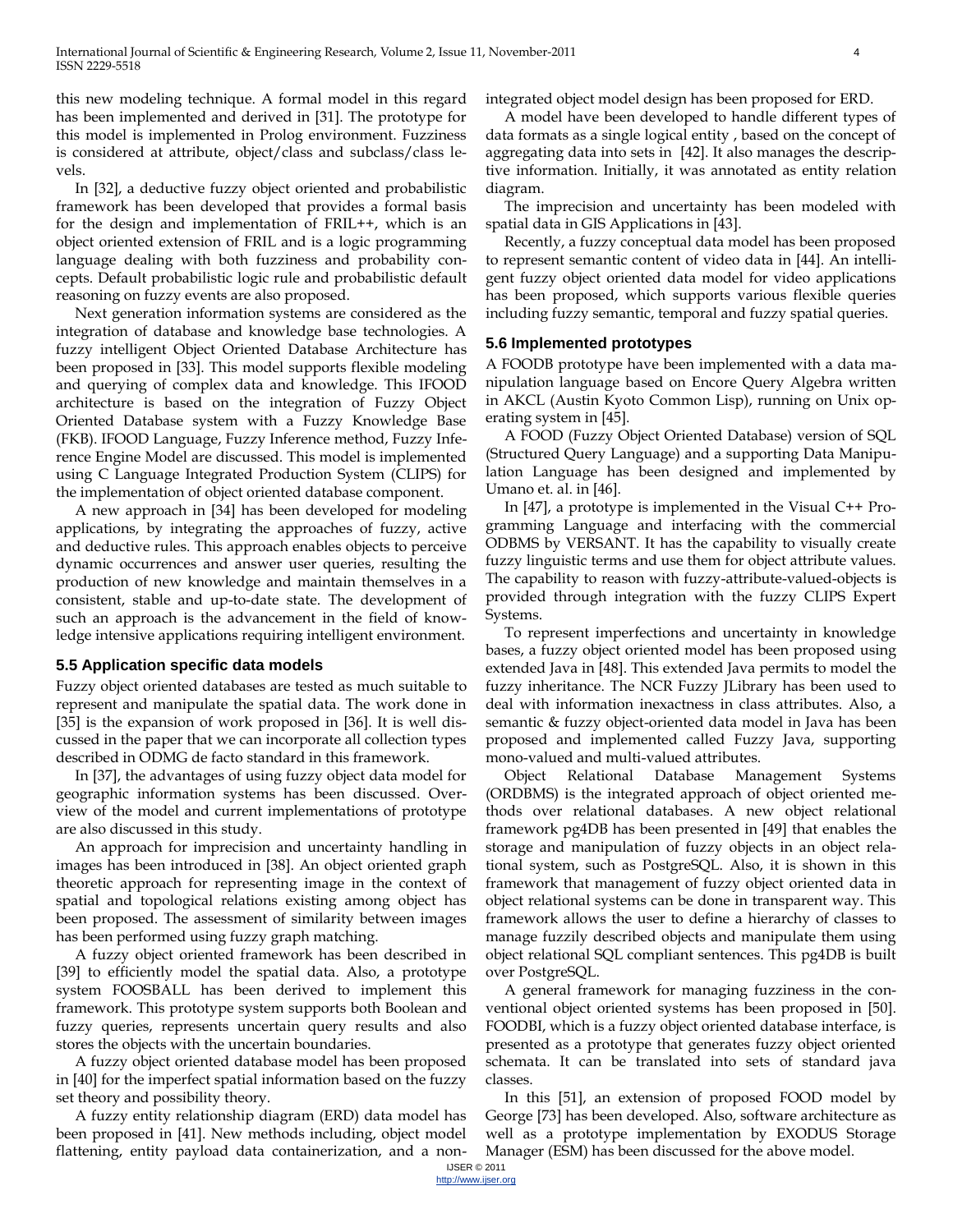this new modeling technique. A formal model in this regard has been implemented and derived in [31]. The prototype for this model is implemented in Prolog environment. Fuzziness is considered at attribute, object/class and subclass/class levels.

In [32], a deductive fuzzy object oriented and probabilistic framework has been developed that provides a formal basis for the design and implementation of FRIL++, which is an object oriented extension of FRIL and is a logic programming language dealing with both fuzziness and probability concepts. Default probabilistic logic rule and probabilistic default reasoning on fuzzy events are also proposed.

Next generation information systems are considered as the integration of database and knowledge base technologies. A fuzzy intelligent Object Oriented Database Architecture has been proposed in [33]. This model supports flexible modeling and querying of complex data and knowledge. This IFOOD architecture is based on the integration of Fuzzy Object Oriented Database system with a Fuzzy Knowledge Base (FKB). IFOOD Language, Fuzzy Inference method, Fuzzy Inference Engine Model are discussed. This model is implemented using C Language Integrated Production System (CLIPS) for the implementation of object oriented database component.

A new approach in [34] has been developed for modeling applications, by integrating the approaches of fuzzy, active and deductive rules. This approach enables objects to perceive dynamic occurrences and answer user queries, resulting the production of new knowledge and maintain themselves in a consistent, stable and up-to-date state. The development of such an approach is the advancement in the field of knowledge intensive applications requiring intelligent environment.

### 5.5 Application specific data models

Fuzzy object oriented databases are tested as much suitable to represent and manipulate the spatial data. The work done in [35] is the expansion of work proposed in [36]. It is well discussed in the paper that we can incorporate all collection types described in ODMG de facto standard in this framework.

In [37], the advantages of using fuzzy object data model for geographic information systems has been discussed. Overview of the model and current implementations of prototype are also discussed in this study.

An approach for imprecision and uncertainty handling in images has been introduced in [38]. An object oriented graph theoretic approach for representing image in the context of spatial and topological relations existing among object has been proposed. The assessment of similarity between images has been performed using fuzzy graph matching.

A fuzzy object oriented framework has been described in [39] to efficiently model the spatial data. Also, a prototype system FOOSBALL has been derived to implement this framework. This prototype system supports both Boolean and fuzzy queries, represents uncertain query results and also stores the objects with the uncertain boundaries.

A fuzzy object oriented database model has been proposed in [40] for the imperfect spatial information based on the fuzzy set theory and possibility theory.

A fuzzy entity relationship diagram (ERD) data model has been proposed in [41]. New methods including, object model flattening, entity payload data containerization, and a non-integrated object model design has been proposed for ERD.

A model have been developed to handle different types of data formats as a single logical entity , based on the concept of aggregating data into sets in [42]. It also manages the descriptive information. Initially, it was annotated as entity relation diagram.

The imprecision and uncertainty has been modeled with spatial data in GIS Applications in [43].

Recently, a fuzzy conceptual data model has been proposed to represent semantic content of video data in [44]. An intelligent fuzzy object oriented data model for video applications has been proposed, which supports various flexible queries including fuzzy semantic, temporal and fuzzy spatial queries.

### 5.6 Implemented prototypes

A FOODB prototype have been implemented with a data manipulation language based on Encore Query Algebra written in AKCL (Austin Kyoto Common Lisp), running on Unix operating system in [45].

A FOOD (Fuzzy Object Oriented Database) version of SQL (Structured Query Language) and a supporting Data Manipulation Language has been designed and implemented by Umano et. al. in [46].

In [47], a prototype is implemented in the Visual C++ Programming Language and interfacing with the commercial ODBMS by VERSANT. It has the capability to visually create fuzzy linguistic terms and use them for object attribute values. The capability to reason with fuzzy-attribute-valued-objects is provided through integration with the fuzzy CLIPS Expert Systems.

To represent imperfections and uncertainty in knowledge bases, a fuzzy object oriented model has been proposed using extended Java in [48]. This extended Java permits to model the fuzzy inheritance. The NCR Fuzzy JLibrary has been used to deal with information inexactness in class attributes. Also, a semantic & fuzzy object-oriented data model in Java has been proposed and implemented called Fuzzy Java, supporting mono-valued and multi-valued attributes.

Object Relational Database Management Systems (ORDBMS) is the integrated approach of object oriented methods over relational databases. A new object relational framework pg4DB has been presented in [49] that enables the storage and manipulation of fuzzy objects in an object relational system, such as PostgreSQL. Also, it is shown in this framework that management of fuzzy object oriented data in object relational systems can be done in transparent way. This framework allows the user to define a hierarchy of classes to manage fuzzily described objects and manipulate them using object relational SQL compliant sentences. This pg4DB is built over PostgreSQL.

A general framework for managing fuzziness in the conventional object oriented systems has been proposed in [50]. FOODBI, which is a fuzzy object oriented database interface, is presented as a prototype that generates fuzzy object oriented schemata. It can be translated into sets of standard java classes.

In this [51], an extension of proposed FOOD model by George [73] has been developed. Also, software architecture as well as a prototype implementation by EXODUS Storage Manager (ESM) has been discussed for the above model.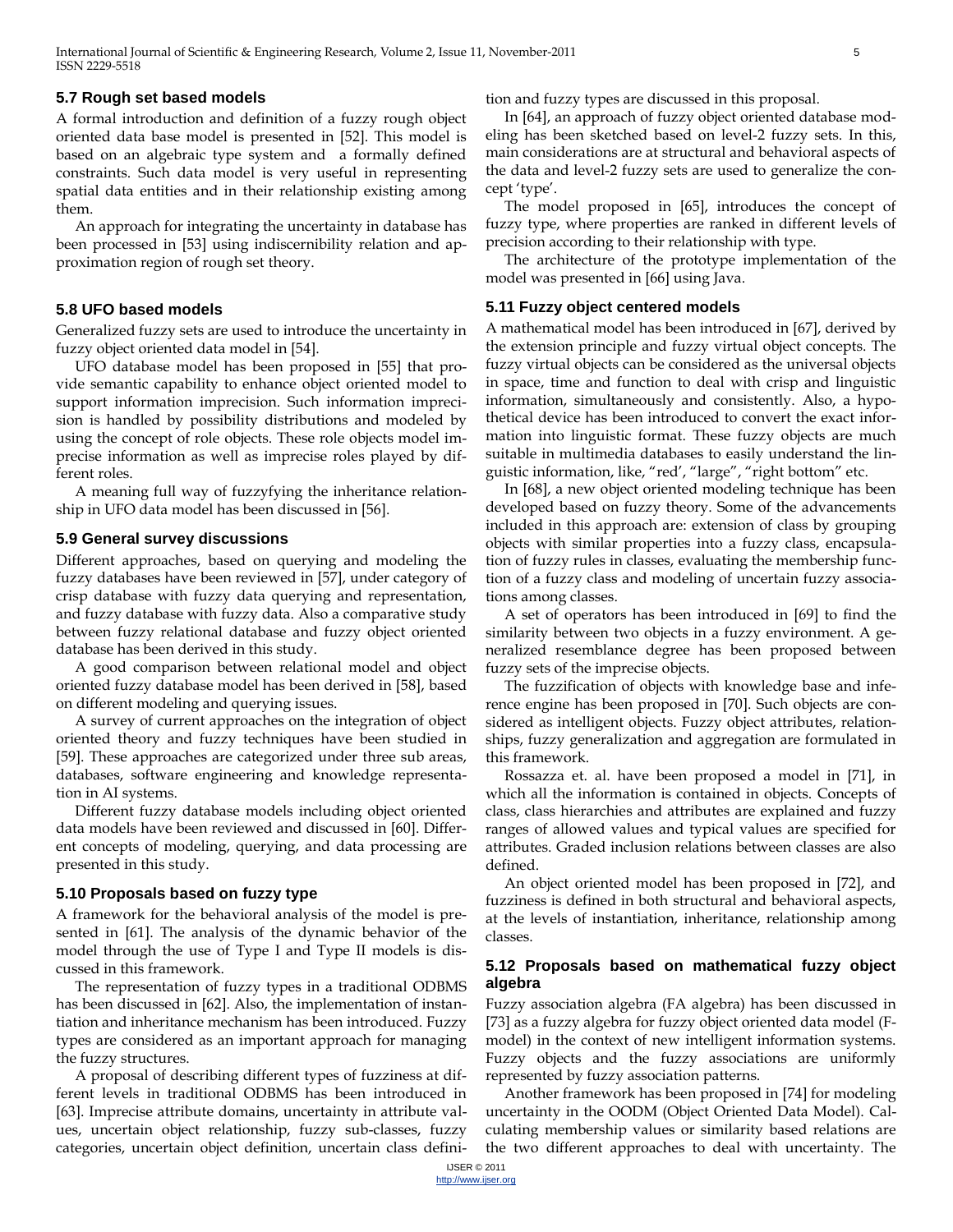### 5.7 Rough set based models

A formal introduction and definition of a fuzzy rough object oriented data base model is presented in [52]. This model is based on an algebraic type system and a formally defined constraints. Such data model is very useful in representing spatial data entities and in their relationship existing among them.

An approach for integrating the uncertainty in database has been processed in [53] using indiscernibility relation and approximation region of rough set theory.

### 5.8 UFO based models

Generalized fuzzy sets are used to introduce the uncertainty in fuzzy object oriented data model in [54].

UFO database model has been proposed in [55] that provide semantic capability to enhance object oriented model to support information imprecision. Such information imprecision is handled by possibility distributions and modeled by using the concept of role objects. These role objects model imprecise information as well as imprecise roles played by different roles.

A meaning full way of fuzzyfying the inheritance relationship in UFO data model has been discussed in [56].

### 5.9 General survey discussions

Different approaches, based on querying and modeling the fuzzy databases have been reviewed in [57], under category of crisp database with fuzzy data querying and representation, and fuzzy database with fuzzy data. Also a comparative study between fuzzy relational database and fuzzy object oriented database has been derived in this study.

A good comparison between relational model and object oriented fuzzy database model has been derived in [58], based on different modeling and querying issues.

A survey of current approaches on the integration of object oriented theory and fuzzy techniques have been studied in [59]. These approaches are categorized under three sub areas, databases, software engineering and knowledge representation in AI systems.

Different fuzzy database models including object oriented data models have been reviewed and discussed in [60]. Different concepts of modeling, querying, and data processing are presented in this study.

### 5.10 Proposals based on fuzzy type

A framework for the behavioral analysis of the model is presented in [61]. The analysis of the dynamic behavior of the model through the use of Type I and Type II models is discussed in this framework.

The representation of fuzzy types in a traditional ODBMS has been discussed in [62]. Also, the implementation of instantiation and inheritance mechanism has been introduced. Fuzzy types are considered as an important approach for managing the fuzzy structures.

A proposal of describing different types of fuzziness at different levels in traditional ODBMS has been introduced in [63]. Imprecise attribute domains, uncertainty in attribute values, uncertain object relationship, fuzzy sub-classes, fuzzy categories, uncertain object definition, uncertain class definition and fuzzy types are discussed in this proposal.

In [64], an approach of fuzzy object oriented database modeling has been sketched based on level-2 fuzzy sets. In this, main considerations are at structural and behavioral aspects of the data and level-2 fuzzy sets are used to generalize the concept 'type'.

The model proposed in [65], introduces the concept of fuzzy type, where properties are ranked in different levels of precision according to their relationship with type.

The architecture of the prototype implementation of the model was presented in [66] using Java.

### 5.11 Fuzzy object centered models

A mathematical model has been introduced in [67], derived by the extension principle and fuzzy virtual object concepts. The fuzzy virtual objects can be considered as the universal objects in space, time and function to deal with crisp and linguistic information, simultaneously and consistently. Also, a hypothetical device has been introduced to convert the exact information into linguistic format. These fuzzy objects are much suitable in multimedia databases to easily understand the linguistic information, like, "red', "large", "right bottom" etc.

In [68], a new object oriented modeling technique has been developed based on fuzzy theory. Some of the advancements included in this approach are: extension of class by grouping objects with similar properties into a fuzzy class, encapsulation of fuzzy rules in classes, evaluating the membership function of a fuzzy class and modeling of uncertain fuzzy associations among classes.

A set of operators has been introduced in [69] to find the similarity between two objects in a fuzzy environment. A generalized resemblance degree has been proposed between fuzzy sets of the imprecise objects.

The fuzzification of objects with knowledge base and inference engine has been proposed in [70]. Such objects are considered as intelligent objects. Fuzzy object attributes, relationships, fuzzy generalization and aggregation are formulated in this framework.

Rossazza et. al. have been proposed a model in [71], in which all the information is contained in objects. Concepts of class, class hierarchies and attributes are explained and fuzzy ranges of allowed values and typical values are specified for attributes. Graded inclusion relations between classes are also defined.

An object oriented model has been proposed in [72], and fuzziness is defined in both structural and behavioral aspects, at the levels of instantiation, inheritance, relationship among classes.

### 5.12 Proposals based on mathematical fuzzy object algebra

Fuzzy association algebra (FA algebra) has been discussed in [73] as a fuzzy algebra for fuzzy object oriented data model (F-model) in the context of new intelligent information systems. Fuzzy objects and the fuzzy associations are uniformly represented by fuzzy association patterns.

Another framework has been proposed in [74] for modeling uncertainty in the OODM (Object Oriented Data Model). Calculating membership values or similarity based relations are the two different approaches to deal with uncertainty. The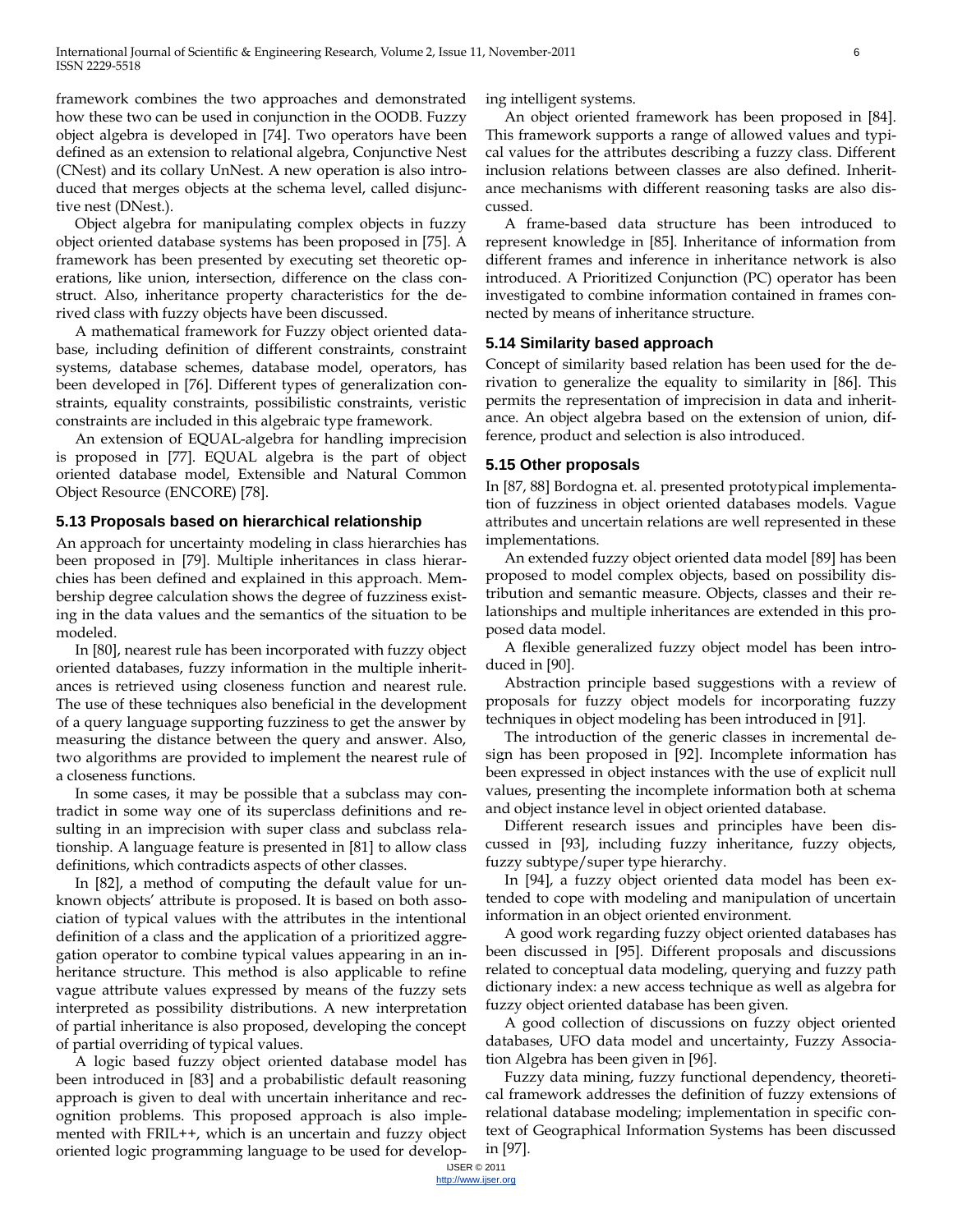framework combines the two approaches and demonstrated how these two can be used in conjunction in the OODB. Fuzzy object algebra is developed in [74]. Two operators have been defined as an extension to relational algebra, Conjunctive Nest (CNest) and its collary UnNest. A new operation is also introduced that merges objects at the schema level, called disjunctive nest (DNest.).

Object algebra for manipulating complex objects in fuzzy object oriented database systems has been proposed in [75]. A framework has been presented by executing set theoretic operations, like union, intersection, difference on the class construct. Also, inheritance property characteristics for the derived class with fuzzy objects have been discussed.

A mathematical framework for Fuzzy object oriented database, including definition of different constraints, constraint systems, database schemes, database model, operators, has been developed in [76]. Different types of generalization constraints, equality constraints, possibilistic constraints, veristic constraints are included in this algebraic type framework.

An extension of EQUAL-algebra for handling imprecision is proposed in [77]. EQUAL algebra is the part of object oriented database model, Extensible and Natural Common Object Resource (ENCORE) [78].

### 5.13 Proposals based on hierarchical relationship

An approach for uncertainty modeling in class hierarchies has been proposed in [79]. Multiple inheritances in class hierarchies has been defined and explained in this approach. Membership degree calculation shows the degree of fuzziness existing in the data values and the semantics of the situation to be modeled.

In [80], nearest rule has been incorporated with fuzzy object oriented databases, fuzzy information in the multiple inheritances is retrieved using closeness function and nearest rule. The use of these techniques also beneficial in the development of a query language supporting fuzziness to get the answer by measuring the distance between the query and answer. Also, two algorithms are provided to implement the nearest rule of a closeness functions.

In some cases, it may be possible that a subclass may contradict in some way one of its superclass definitions and resulting in an imprecision with super class and subclass relationship. A language feature is presented in [81] to allow class definitions, which contradicts aspects of other classes.

In [82], a method of computing the default value for unknown objects' attribute is proposed. It is based on both association of typical values with the attributes in the intentional definition of a class and the application of a prioritized aggregation operator to combine typical values appearing in an inheritance structure. This method is also applicable to refine vague attribute values expressed by means of the fuzzy sets interpreted as possibility distributions. A new interpretation of partial inheritance is also proposed, developing the concept of partial overriding of typical values.

A logic based fuzzy object oriented database model has been introduced in [83] and a probabilistic default reasoning approach is given to deal with uncertain inheritance and recognition problems. This proposed approach is also implemented with FRIL++, which is an uncertain and fuzzy object oriented logic programming language to be used for developing intelligent systems.

An object oriented framework has been proposed in [84]. This framework supports a range of allowed values and typical values for the attributes describing a fuzzy class. Different inclusion relations between classes are also defined. Inheritance mechanisms with different reasoning tasks are also discussed.

A frame-based data structure has been introduced to represent knowledge in [85]. Inheritance of information from different frames and inference in inheritance network is also introduced. A Prioritized Conjunction (PC) operator has been investigated to combine information contained in frames connected by means of inheritance structure.

### 5.14 Similarity based approach

Concept of similarity based relation has been used for the derivation to generalize the equality to similarity in [86]. This permits the representation of imprecision in data and inheritance. An object algebra based on the extension of union, difference, product and selection is also introduced.

### 5.15 Other proposals

In [87, 88] Bordogna et. al. presented prototypical implementation of fuzziness in object oriented databases models. Vague attributes and uncertain relations are well represented in these implementations.

An extended fuzzy object oriented data model [89] has been proposed to model complex objects, based on possibility distribution and semantic measure. Objects, classes and their relationships and multiple inheritances are extended in this proposed data model.

A flexible generalized fuzzy object model has been introduced in [90].

Abstraction principle based suggestions with a review of proposals for fuzzy object models for incorporating fuzzy techniques in object modeling has been introduced in [91].

The introduction of the generic classes in incremental design has been proposed in [92]. Incomplete information has been expressed in object instances with the use of explicit null values, presenting the incomplete information both at schema and object instance level in object oriented database.

Different research issues and principles have been discussed in [93], including fuzzy inheritance, fuzzy objects, fuzzy subtype/super type hierarchy.

In [94], a fuzzy object oriented data model has been extended to cope with modeling and manipulation of uncertain information in an object oriented environment.

A good work regarding fuzzy object oriented databases has been discussed in [95]. Different proposals and discussions related to conceptual data modeling, querying and fuzzy path dictionary index: a new access technique as well as algebra for fuzzy object oriented database has been given.

A good collection of discussions on fuzzy object oriented databases, UFO data model and uncertainty, Fuzzy Association Algebra has been given in [96].

Fuzzy data mining, fuzzy functional dependency, theoretical framework addresses the definition of fuzzy extensions of relational database modeling; implementation in specific context of Geographical Information Systems has been discussed in [97].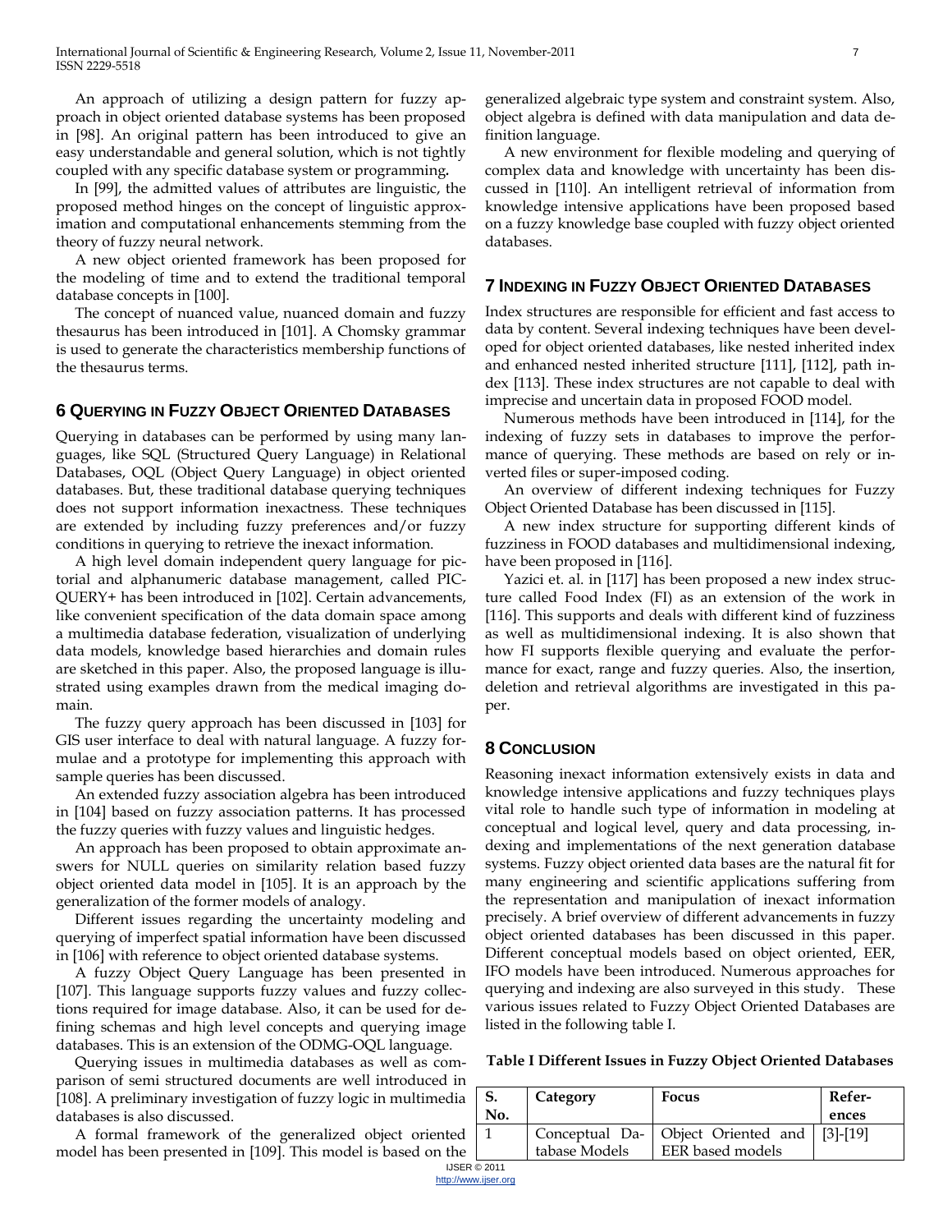An approach of utilizing a design pattern for fuzzy approach in object oriented database systems has been proposed in [98]. An original pattern has been introduced to give an easy understandable and general solution, which is not tightly coupled with any specific database system or programming.

In [99], the admitted values of attributes are linguistic, the proposed method hinges on the concept of linguistic approximation and computational enhancements stemming from the theory of fuzzy neural network.

A new object oriented framework has been proposed for the modeling of time and to extend the traditional temporal database concepts in [100].

The concept of nuanced value, nuanced domain and fuzzy thesaurus has been introduced in [101]. A Chomsky grammar is used to generate the characteristics membership functions of the thesaurus terms.

## 6 Querying in Fuzzy Object Oriented Databases

Querying in databases can be performed by using many languages, like SQL (Structured Query Language) in Relational Databases, OQL (Object Query Language) in object oriented databases. But, these traditional database querying techniques does not support information inexactness. These techniques are extended by including fuzzy preferences and/or fuzzy conditions in querying to retrieve the inexact information.

A high level domain independent query language for pictorial and alphanumeric database management, called PICQUERY+ has been introduced in [102]. Certain advancements, like convenient specification of the data domain space among a multimedia database federation, visualization of underlying data models, knowledge based hierarchies and domain rules are sketched in this paper. Also, the proposed language is illustrated using examples drawn from the medical imaging domain.

The fuzzy query approach has been discussed in [103] for GIS user interface to deal with natural language. A fuzzy formulae and a prototype for implementing this approach with sample queries has been discussed.

An extended fuzzy association algebra has been introduced in [104] based on fuzzy association patterns. It has processed the fuzzy queries with fuzzy values and linguistic hedges.

An approach has been proposed to obtain approximate answers for NULL queries on similarity relation based fuzzy object oriented data model in [105]. It is an approach by the generalization of the former models of analogy.

Different issues regarding the uncertainty modeling and querying of imperfect spatial information have been discussed in [106] with reference to object oriented database systems.

A fuzzy Object Query Language has been presented in [107]. This language supports fuzzy values and fuzzy collections required for image database. Also, it can be used for defining schemas and high level concepts and querying image databases. This is an extension of the ODMG-OQL language.

Querying issues in multimedia databases as well as comparison of semi structured documents are well introduced in [108]. A preliminary investigation of fuzzy logic in multimedia databases is also discussed.

A formal framework of the generalized object oriented model has been presented in [109]. This model is based on the generalized algebraic type system and constraint system. Also, object algebra is defined with data manipulation and data definition language.

A new environment for flexible modeling and querying of complex data and knowledge with uncertainty has been discussed in [110]. An intelligent retrieval of information from knowledge intensive applications have been proposed based on a fuzzy knowledge base coupled with fuzzy object oriented databases.

## 7 Indexing in Fuzzy Object Oriented Databases

Index structures are responsible for efficient and fast access to data by content. Several indexing techniques have been developed for object oriented databases, like nested inherited index and enhanced nested inherited structure [111], [112], path index [113]. These index structures are not capable to deal with imprecise and uncertain data in proposed FOOD model.

Numerous methods have been introduced in [114], for the indexing of fuzzy sets in databases to improve the performance of querying. These methods are based on rely or inverted files or super-imposed coding.

An overview of different indexing techniques for Fuzzy Object Oriented Database has been discussed in [115].

A new index structure for supporting different kinds of fuzziness in FOOD databases and multidimensional indexing, have been proposed in [116].

Yazici et. al. in [117] has been proposed a new index structure called Food Index (FI) as an extension of the work in [116]. This supports and deals with different kind of fuzziness as well as multidimensional indexing. It is also shown that how FI supports flexible querying and evaluate the performance for exact, range and fuzzy queries. Also, the insertion, deletion and retrieval algorithms are investigated in this paper.

## 8 Conclusion

Reasoning inexact information extensively exists in data and knowledge intensive applications and fuzzy techniques plays vital role to handle such type of information in modeling at conceptual and logical level, query and data processing, indexing and implementations of the next generation database systems. Fuzzy object oriented data bases are the natural fit for many engineering and scientific applications suffering from the representation and manipulation of inexact information precisely. A brief overview of different advancements in fuzzy object oriented databases has been discussed in this paper. Different conceptual models based on object oriented, EER, IFO models have been introduced. Numerous approaches for querying and indexing are also surveyed in this study. These various issues related to Fuzzy Object Oriented Databases are listed in the following table I.

**Table I Different Issues in Fuzzy Object Oriented Databases**

| S. No. | Category | Focus | References |
|---|---|---|---|
| 1 | Conceptual Database Models | Object Oriented and EER based models | [3]-[19] |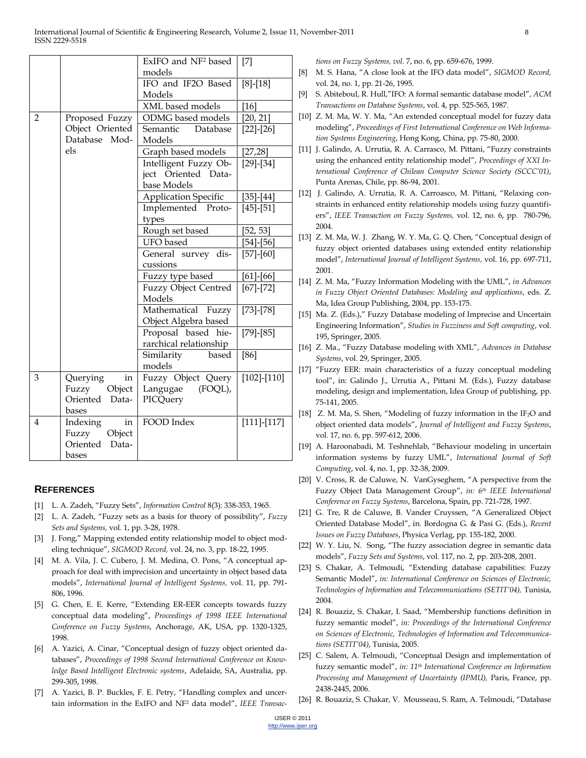| | | ExIFO and $NF^2$ based models | [7] |
|---|---|---|---|
| | | IFO and IF2O Based Models | [8]-[18] |
| | | XML based models | [16] |
| 2 | Proposed Fuzzy Object Oriented Database Models | ODMG based models | [20, 21] |
| | | Semantic Database Models | [22]-[26] |
| | | Graph based models | [27,28] |
| | | Intelligent Fuzzy Object Oriented Database Models | [29]-[34] |
| | | Application Specific | [35]-[44] |
| | | Implemented Prototypes | [45]-[51] |
| | | Rough set based | [52, 53] |
| | | UFO based | [54]-[56] |
| | | General survey discussions | [57]-[60] |
| | | Fuzzy type based | [61]-[66] |
| | | Fuzzy Object Centred Models | [67]-[72] |
| | | Mathematical Fuzzy Object Algebra based | [73]-[78] |
| | | Proposal based hierarchical relationship | [79]-[85] |
| | | Similarity based models | [86] |
| 3 | Querying in Fuzzy Object Oriented Databases | Fuzzy Object Query Langugae (FOQL), PICQuery | [102]-[110] |
| 4 | Indexing in Fuzzy Object Oriented Databases | FOOD Index | [111]-[117] |

## REFERENCES

[1] L. A. Zadeh, "Fuzzy Sets", *Information Control* 8(3): 338-353, 1965.

[2] L. A. Zadeh, "Fuzzy sets as a basis for theory of possibility", *Fuzzy Sets and Systems,* vol. 1, pp. 3-28, 1978.

[3] J. Fong," Mapping extended entity relationship model to object modeling technique", *SIGMOD Record,* vol. 24, no. 3, pp. 18-22, 1995.

[4] M. A. Vila, J. C. Cubero, J. M. Medina, O. Pons, "A conceptual approach for deal with imprecision and uncertainty in object based data models", *International Journal of Intelligent Systems,* vol. 11, pp. 791-806, 1996.

[5] G. Chen, E. E. Kerre, "Extending ER-EER concepts towards fuzzy conceptual data modeling", *Proceedings of 1998 IEEE International Conference on Fuzzy Systems*, Anchorage, AK, USA, pp. 1320-1325, 1998.

[6] A. Yazici, A. Cinar, "Conceptual design of fuzzy object oriented databases", *Proceedings of 1998 Second International Conference on Knowledge Based Intelligent Electronic systems*, Adelaide, SA, Australia, pp. 299-305, 1998.

[7] A. Yazici, B. P. Buckles, F. E. Petry, "Handling complex and uncertain information in the ExIFO and $NF^2$ data model", *IEEE Transactions on Fuzzy Systems, vol.* 7, no. 6, pp. 659-676, 1999.

[8] M. S. Hana, "A close look at the IFO data model", *SIGMOD Record,* vol. 24, no. 1, pp. 21-26, 1995.

[9] S. Abiteboul, R. Hull,"IFO: A formal semantic database model", *ACM Transactions on Database Systems*, vol. 4, pp. 525-565, 1987.

[10] Z. M. Ma, W. Y. Ma, "An extended conceptual model for fuzzy data modeling", *Proceedings of First International Conference on Web Information Systems Engineering*, Hong Kong, China, pp. 75-80, 2000.

[11] J. Galindo, A. Urrutia, R. A. Carrasco, M. Pittani, "Fuzzy constraints using the enhanced entity relationship model", *Proceedings of XXI International Conference of Chilean Computer Science Society (SCCC'01)*, Punta Arenas, Chile, pp. 86-94, 2001.

[12] J. Galindo, A. Urrutia, R. A. Carroasco, M. Pittani, "Relaxing constraints in enhanced entity relationship models using fuzzy quantifiers", *IEEE Transaction on Fuzzy Systems,* vol. 12, no. 6, pp. 780-796, 2004.

[13] Z. M. Ma, W. J. Zhang, W. Y. Ma, G. Q. Chen, "Conceptual design of fuzzy object oriented databases using extended entity relationship model", *International Journal of Intelligent Systems,* vol. 16, pp. 697-711, 2001.

[14] Z. M. Ma, "Fuzzy Information Modeling with the UML", *in Advances in Fuzzy Object Oriented Databases: Modeling and applications*, eds. Z. Ma, Idea Group Publishing, 2004, pp. 153-175.

[15] Ma. Z. (Eds.)," Fuzzy Database modeling of Imprecise and Uncertain Engineering Information", *Studies in Fuzziness and Soft computing*, vol. 195, Springer, 2005.

[16] Z. Ma., "Fuzzy Database modeling with XML", *Advances in Database Systems*, vol. 29, Springer, 2005.

[17] "Fuzzy EER: main characteristics of a fuzzy conceptual modeling tool", in: Galindo J., Urrutia A., Pittani M. (Eds.), Fuzzy database modeling, design and implementation, Idea Group of publishing, pp. 75-141, 2005.

[18] Z. M. Ma, S. Shen, "Modeling of fuzzy information in the $IF_2O$ and object oriented data models", *Journal of Intelligent and Fuzzy Systems*, vol. 17, no. 6, pp. 597-612, 2006.

[19] A. Haroonabadi, M. Teshnehlab, "Behaviour modeling in uncertain information systems by fuzzy UML", *International Journal of Soft Computing*, vol. 4, no. 1, pp. 32-38, 2009.

[20] V. Cross, R. de Caluwe, N. VanGyseghem, "A perspective from the Fuzzy Object Data Management Group", *in: 6th IEEE International Conference on Fuzzy Systems*, Barcelona, Spain, pp. 721-728, 1997.

[21] G. Tre, R de Caluwe, B. Vander Cruyssen, "A Generalized Object Oriented Database Model", in. Bordogna G. & Pasi G. (Eds.), *Recent Issues on Fuzzy Databases*, Physica Verlag, pp. 155-182, 2000.

[22] W. Y. Liu, N. Song, "The fuzzy association degree in semantic data models", *Fuzzy Sets and Systems*, vol. 117, no. 2, pp. 203-208, 2001.

[23] S. Chakar, A. Telmoudi, "Extending database capabilities: Fuzzy Semantic Model", *in: International Conference on Sciences of Electronic, Technologies of Information and Telecommunications (SETIT'04),* Tunisia, 2004.

[24] R. Bouaziz, S. Chakar, I. Saad, "Membership functions definition in fuzzy semantic model", *in: Proceedings of the International Conference on Sciences of Electronic, Technologies of Information and Telecommunications (SETIT'04)*, Tunisia, 2005.

[25] C. Salem, A. Telmoudi, "Conceptual Design and implementation of fuzzy semantic model", *in: 11th International Conference on Information Processing and Management of Uncertainty (IPMU),* Paris, France, pp. 2438-2445, 2006.

[26] R. Bouaziz, S. Chakar, V. Mousseau, S. Ram, A. Telmoudi, "Database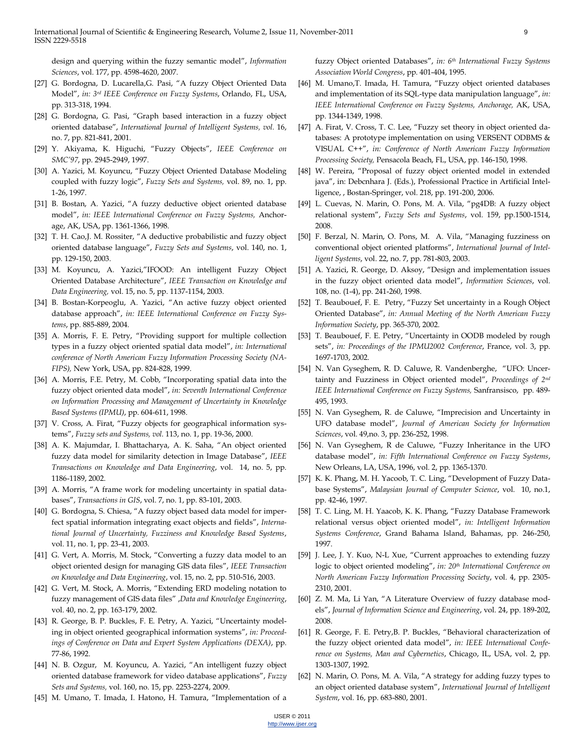design and querying within the fuzzy semantic model", *Information Sciences*, vol. 177, pp. 4598-4620, 2007.

[27] G. Bordogna, D. Lucarella,G. Pasi, "A fuzzy Object Oriented Data Model", *in: 3rd IEEE Conference on Fuzzy Systems*, Orlando, FL, USA, pp. 313-318, 1994.

[28] G. Bordogna, G. Pasi, "Graph based interaction in a fuzzy object oriented database", *International Journal of Intelligent Systems, vol.* 16, no. 7, pp. 821-841, 2001.

[29] Y. Akiyama, K. Higuchi, "Fuzzy Objects", *IEEE Conference on SMC'97*, pp. 2945-2949, 1997.

[30] A. Yazici, M. Koyuncu, "Fuzzy Object Oriented Database Modeling coupled with fuzzy logic", *Fuzzy Sets and Systems,* vol. 89, no. 1, pp. 1-26, 1997.

[31] B. Bostan, A. Yazici, "A fuzzy deductive object oriented database model", *in: IEEE International Conference on Fuzzy Systems,* Anchorage, AK, USA, pp. 1361-1366, 1998.

[32] T. H. Cao,J. M. Rossiter, "A deductive probabilistic and fuzzy object oriented database language", *Fuzzy Sets and Systems*, vol. 140, no. 1, pp. 129-150, 2003.

[33] M. Koyuncu, A. Yazici,"IFOOD: An intelligent Fuzzy Object Oriented Database Architecture", *IEEE Transaction on Knowledge and Data Engineering,* vol. 15, no. 5, pp. 1137-1154, 2003.

[34] B. Bostan-Korpeoglu, A. Yazici, "An active fuzzy object oriented database approach", *in: IEEE International Conference on Fuzzy Systems*, pp. 885-889, 2004.

[35] A. Morris, F. E. Petry, "Providing support for multiple collection types in a fuzzy object oriented spatial data model", *in: International conference of North American Fuzzy Information Processing Society (NAFIPS),* New York, USA, pp. 824-828, 1999.

[36] A. Morris, F.E. Petry, M. Cobb, "Incorporating spatial data into the fuzzy object oriented data model", *in: Seventh International Conference on Information Processing and Management of Uncertainty in Knowledge Based Systems (IPMU)*, pp. 604-611, 1998.

[37] V. Cross, A. Firat, "Fuzzy objects for geographical information systems", *Fuzzy sets and Systems, vol.* 113, no. 1, pp. 19-36, 2000.

[38] A. K. Majumdar, I. Bhattacharya, A. K. Saha, "An object oriented fuzzy data model for similarity detection in Image Database", *IEEE Transactions on Knowledge and Data Engineering*, vol. 14, no. 5, pp. 1186-1189, 2002.

[39] A. Morris, "A frame work for modeling uncertainty in spatial databases", *Transactions in GIS*, vol. 7, no. 1, pp. 83-101, 2003.

[40] G. Bordogna, S. Chiesa, "A fuzzy object based data model for imperfect spatial information integrating exact objects and fields", *International Journal of Uncertainty, Fuzziness and Knowledge Based Systems*, vol. 11, no. 1, pp. 23-41, 2003.

[41] G. Vert, A. Morris, M. Stock, "Converting a fuzzy data model to an object oriented design for managing GIS data files", *IEEE Transaction on Knowledge and Data Engineering*, vol. 15, no. 2, pp. 510-516, 2003.

[42] G. Vert, M. Stock, A. Morris, "Extending ERD modeling notation to fuzzy management of GIS data files" ,*Data and Knowledge Engineering*, vol. 40, no. 2, pp. 163-179, 2002.

[43] R. George, B. P. Buckles, F. E. Petry, A. Yazici, "Uncertainty modeling in object oriented geographical information systems", *in: Proceedings of Conference on Data and Expert System Applications (DEXA)*, pp. 77-86, 1992.

[44] N. B. Ozgur, M. Koyuncu, A. Yazici, "An intelligent fuzzy object oriented database framework for video database applications", *Fuzzy Sets and Systems,* vol. 160, no. 15, pp. 2253-2274, 2009.

[45] M. Umano, T. Imada, I. Hatono, H. Tamura, "Implementation of a fuzzy Object oriented Databases", *in: 6th International Fuzzy Systems Association World Congress*, pp. 401-404, 1995.

[46] M. Umano,T. Imada, H. Tamura, "Fuzzy object oriented databases and implementation of its SQL-type data manipulation language", *in: IEEE International Conference on Fuzzy Systems, Anchorage,* AK, USA, pp. 1344-1349, 1998.

[47] A. Firat, V. Cross, T. C. Lee, "Fuzzy set theory in object oriented databases: A prototype implementation on using VERSENT ODBMS & VISUAL C++", *in: Conference of North American Fuzzy Information Processing Society,* Pensacola Beach, FL, USA, pp. 146-150, 1998.

[48] W. Pereira, "Proposal of fuzzy object oriented model in extended java", in: Debcnhara J. (Eds.), Professional Practice in Artificial Intelligence, , Bostan-Springer, vol. 218, pp. 191-200, 2006.

[49] L. Cuevas, N. Marin, O. Pons, M. A. Vila, "pg4DB: A fuzzy object relational system", *Fuzzy Sets and Systems*, vol. 159, pp.1500-1514, 2008.

[50] F. Berzal, N. Marin, O. Pons, M. A. Vila, "Managing fuzziness on conventional object oriented platforms", *International Journal of Intelligent Systems*, vol. 22, no. 7, pp. 781-803, 2003.

[51] A. Yazici, R. George, D. Aksoy, "Design and implementation issues in the fuzzy object oriented data model", *Information Sciences*, vol. 108, no. (1-4), pp. 241-260, 1998.

[52] T. Beaubouef, F. E. Petry, "Fuzzy Set uncertainty in a Rough Object Oriented Database", *in: Annual Meeting of the North American Fuzzy Information Society*, pp. 365-370, 2002.

[53] T. Beaubouef, F. E. Petry, "Uncertainty in OODB modeled by rough sets", *in: Proceedings of the IPMU2002 Conference*, France, vol. 3, pp. 1697-1703, 2002.

[54] N. Van Gyseghem, R. D. Caluwe, R. Vandenberghe, "UFO: Uncertainty and Fuzziness in Object oriented model", *Proceedings of 2nd IEEE International Conference on Fuzzy Systems,* Sanfransisco, pp. 489-495, 1993.

[55] N. Van Gyseghem, R. de Caluwe, "Imprecision and Uncertainty in UFO database model", *Journal of American Society for Information Sciences*, vol. 49,no. 3, pp. 236-252, 1998.

[56] N. Van Gyseghem, R de Caluwe, "Fuzzy Inheritance in the UFO database model", *in: Fifth International Conference on Fuzzy Systems*, New Orleans, LA, USA, 1996, vol. 2, pp. 1365-1370.

[57] K. K. Phang, M. H. Yacoob, T. C. Ling, "Development of Fuzzy Database Systems", *Malaysian Journal of Computer Science*, vol. 10, no.1, pp. 42-46, 1997.

[58] T. C. Ling, M. H. Yaacob, K. K. Phang, "Fuzzy Database Framework relational versus object oriented model", *in: Intelligent Information Systems Conference*, Grand Bahama Island, Bahamas, pp. 246-250, 1997.

[59] J. Lee, J. Y. Kuo, N-L Xue, "Current approaches to extending fuzzy logic to object oriented modeling", *in: 20th International Conference on North American Fuzzy Information Processing Society*, vol. 4, pp. 2305-2310, 2001.

[60] Z. M. Ma, Li Yan, "A Literature Overview of fuzzy database models", *Journal of Information Science and Engineering*, vol. 24, pp. 189-202, 2008.

[61] R. George, F. E. Petry,B. P. Buckles, "Behavioral characterization of the fuzzy object oriented data model", *in: IEEE International Conference on Systems, Man and Cybernetics*, Chicago, IL, USA, vol. 2, pp. 1303-1307, 1992.

[62] N. Marin, O. Pons, M. A. Vila, "A strategy for adding fuzzy types to an object oriented database system", *International Journal of Intelligent System*, vol. 16, pp. 683-880, 2001.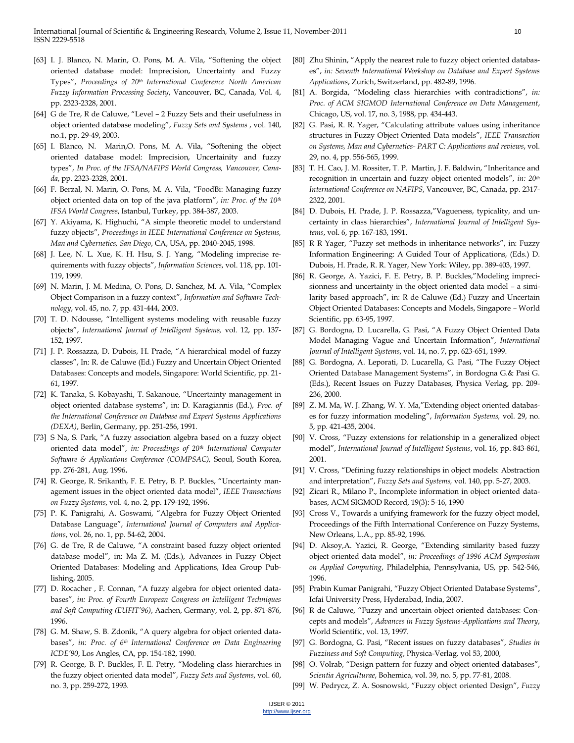[63] I. J. Blanco, N. Marin, O. Pons, M. A. Vila, "Softening the object oriented database model: Imprecision, Uncertainty and Fuzzy Types", *Proceedings of 20th International Conference North American Fuzzy Information Processing Society*, Vancouver, BC, Canada, Vol. 4, pp. 2323-2328, 2001.

[64] G de Tre, R de Caluwe, "Level – 2 Fuzzy Sets and their usefulness in object oriented database modeling", *Fuzzy Sets and Systems* , vol. 140, no.1, pp. 29-49, 2003.

[65] I. Blanco, N. Marin,O. Pons, M. A. Vila, "Softening the object oriented database model: Imprecision, Uncertainity and fuzzy types", *In Proc. of the IFSA/NAFIPS World Congress, Vancouver, Canada*, pp. 2323-2328, 2001.

[66] F. Berzal, N. Marin, O. Pons, M. A. Vila, "FoodBi: Managing fuzzy object oriented data on top of the java platform", *in: Proc. of the 10th IFSA World Congress*, Istanbul, Turkey, pp. 384-387, 2003.

[67] Y. Akiyama, K. Highuchi, "A simple theoretic model to understand fuzzy objects", *Proceedings in IEEE International Conference on Systems, Man and Cybernetics, San Diego*, CA, USA, pp. 2040-2045, 1998.

[68] J. Lee, N. L. Xue, K. H. Hsu, S. J. Yang, "Modeling imprecise requirements with fuzzy objects", *Information Sciences*, vol. 118, pp. 101-119, 1999.

[69] N. Marin, J. M. Medina, O. Pons, D. Sanchez, M. A. Vila, "Complex Object Comparison in a fuzzy context", *Information and Software Technology*, vol. 45, no. 7, pp. 431-444, 2003.

[70] T. D. Ndousse, "Intelligent systems modeling with reusable fuzzy objects", *International Journal of Intelligent Systems,* vol. 12, pp. 137-152, 1997.

[71] J. P. Rossazza, D. Dubois, H. Prade, "A hierarchical model of fuzzy classes", In: R. de Caluwe (Ed.) Fuzzy and Uncertain Object Oriented Databases: Concepts and models, Singapore: World Scientific, pp. 21-61, 1997.

[72] K. Tanaka, S. Kobayashi, T. Sakanoue, "Uncertainty management in object oriented database systems", in: D. Karagiannis (Ed.), *Proc. of the International Conference on Database and Expert Systems Applications (DEXA)*, Berlin, Germany, pp. 251-256, 1991.

[73] S Na, S. Park, "A fuzzy association algebra based on a fuzzy object oriented data model", *in: Proceedings of 20th International Computer Software & Applications Conference (COMPSAC),* Seoul, South Korea, pp. 276-281, Aug. 1996**.**

[74] R. George, R. Srikanth, F. E. Petry, B. P. Buckles, "Uncertainty management issues in the object oriented data model", *IEEE Transactions on Fuzzy Systems*, vol. 4, no. 2, pp. 179-192, 1996.

[75] P. K. Panigrahi, A. Goswami, "Algebra for Fuzzy Object Oriented Database Language", *International Journal of Computers and Applications*, vol. 26, no. 1, pp. 54-62, 2004.

[76] G. de Tre, R de Caluwe, "A constraint based fuzzy object oriented database model", in: Ma Z. M. (Eds.), Advances in Fuzzy Object Oriented Databases: Modeling and Applications, Idea Group Publishing, 2005.

[77] D. Rocacher , F. Connan, "A fuzzy algebra for object oriented databases", *in: Proc. of Fourth European Congress on Intelligent Techniques and Soft Computing (EUFIT'96)*, Aachen, Germany, vol. 2, pp. 871-876, 1996.

[78] G. M. Shaw, S. B. Zdonik, "A query algebra for object oriented databases", *in: Proc. of 6th International Conference on Data Engineering ICDE'90*, Los Angeles, CA, pp. 154-182, 1990.

[79] R. George, B. P. Buckles, F. E. Petry, "Modeling class hierarchies in the fuzzy object oriented data model", *Fuzzy Sets and Systems*, vol. 60, no. 3, pp. 259-272, 1993.

[80] Zhu Shinin, "Apply the nearest rule to fuzzy object oriented databases", *in: Seventh International Workshop on Database and Expert Systems Applications*, Zurich, Switzerland, pp. 482-89, 1996.

[81] A. Borgida, "Modeling class hierarchies with contradictions", *in: Proc. of ACM SIGMOD International Conference on Data Management*, Chicago, US, vol. 17, no. 3, 1988, pp. 434-443.

[82] G. Pasi, R. R. Yager, "Calculating attribute values using inheritance structures in Fuzzy Object Oriented Data models", *IEEE Transaction on Systems, Man and Cybernetics- PART C: Applications and reviews*, vol. 29, no. 4, pp. 556-565, 1999.

[83] T. H. Cao, J. M. Rossiter, T. P. Martin, J. F. Baldwin, "Inheritance and recognition in uncertain and fuzzy object oriented models", *in: 20th International Conference on NAFIPS*, Vancouver, BC, Canada, pp. 2317-2322, 2001.

[84] D. Dubois, H. Prade, J. P. Rossazza,"Vagueness, typicality, and uncertainty in class hierarchies", *International Journal of Intelligent Systems*, vol. 6, pp. 167-183, 1991.

[85] R R Yager, "Fuzzy set methods in inheritance networks", in: Fuzzy Information Engineering: A Guided Tour of Applications, (Eds.) D. Dubois, H. Prade, R. R. Yager, New York: Wiley, pp. 389-403, 1997.

[86] R. George, A. Yazici, F. E. Petry, B. P. Buckles,"Modeling imprecisionness and uncertainty in the object oriented data model – a similarity based approach", in: R de Caluwe (Ed.) Fuzzy and Uncertain Object Oriented Databases: Concepts and Models, Singapore – World Scientific, pp. 63-95, 1997.

[87] G. Bordogna, D. Lucarella, G. Pasi, "A Fuzzy Object Oriented Data Model Managing Vague and Uncertain Information", *International Journal of Intelligent Systems*, vol. 14, no. 7, pp. 623-651, 1999.

[88] G. Bordogna, A. Leporati, D. Lucarella, G. Pasi, "The Fuzzy Object Oriented Database Management Systems", in Bordogna G.& Pasi G. (Eds.), Recent Issues on Fuzzy Databases, Physica Verlag, pp. 209-236, 2000.

[89] Z. M. Ma, W. J. Zhang, W. Y. Ma,"Extending object oriented databases for fuzzy information modeling", *Information Systems,* vol. 29, no. 5, pp. 421-435, 2004.

[90] V. Cross, "Fuzzy extensions for relationship in a generalized object model", *International Journal of Intelligent Systems*, vol. 16, pp. 843-861, 2001.

[91] V. Cross, "Defining fuzzy relationships in object models: Abstraction and interpretation", *Fuzzy Sets and Systems,* vol. 140, pp. 5-27, 2003.

[92] Zicari R., Milano P., Incomplete information in object oriented databases, ACM SIGMOD Record, 19(3): 5-16, 1990

[93] Cross V., Towards a unifying framework for the fuzzy object model, Proceedings of the Fifth International Conference on Fuzzy Systems, New Orleans, L.A., pp. 85-92, 1996.

[94] D. Aksoy,A. Yazici, R. George, "Extending similarity based fuzzy object oriented data model", *in: Proceedings of 1996 ACM Symposium on Applied Computing*, Philadelphia, Pennsylvania, US, pp. 542-546, 1996.

[95] Prabin Kumar Panigrahi, "Fuzzy Object Oriented Database Systems", Icfai University Press, Hyderabad, India, 2007.

[96] R de Caluwe, "Fuzzy and uncertain object oriented databases: Concepts and models", *Advances in Fuzzy Systems-Applications and Theory*, World Scientific, vol. 13, 1997.

[97] G. Bordogna, G. Pasi, "Recent issues on fuzzy databases", *Studies in Fuzziness and Soft Computing*, Physica-Verlag. vol 53, 2000,

[98] O. Volrab, "Design pattern for fuzzy and object oriented databases", *Scientia Agriculturae*, Bohemica, vol. 39, no. 5, pp. 77-81, 2008.

[99] W. Pedrycz, Z. A. Sosnowski, "Fuzzy object oriented Design", *Fuzzy*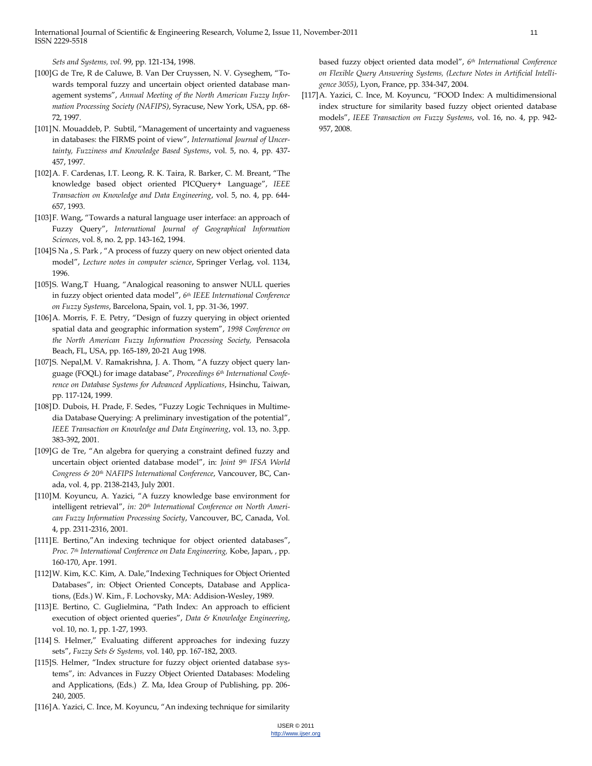*Sets and Systems, vol.* 99, pp. 121-134, 1998.

[100]G de Tre, R de Caluwe, B. Van Der Cruyssen, N. V. Gyseghem, "Towards temporal fuzzy and uncertain object oriented database management systems", *Annual Meeting of the North American Fuzzy Information Processing Society (NAFIPS)*, Syracuse, New York, USA, pp. 68-72, 1997.

[101]N. Mouaddeb, P. Subtil, "Management of uncertainty and vagueness in databases: the FIRMS point of view", *International Journal of Uncertainty, Fuzziness and Knowledge Based Systems*, vol. 5, no. 4, pp. 437-457, 1997.

[102]A. F. Cardenas, I.T. Leong, R. K. Taira, R. Barker, C. M. Breant, "The knowledge based object oriented PICQuery+ Language", *IEEE Transaction on Knowledge and Data Engineering*, vol. 5, no. 4, pp. 644-657, 1993.

[103]F. Wang, "Towards a natural language user interface: an approach of Fuzzy Query", *International Journal of Geographical Information Sciences*, vol. 8, no. 2, pp. 143-162, 1994.

[104]S Na , S. Park , "A process of fuzzy query on new object oriented data model", *Lecture notes in computer science*, Springer Verlag, vol. 1134, 1996.

[105]S. Wang,T Huang, "Analogical reasoning to answer NULL queries in fuzzy object oriented data model", *6th IEEE International Conference on Fuzzy Systems*, Barcelona, Spain, vol. 1, pp. 31-36, 1997.

[106]A. Morris, F. E. Petry, "Design of fuzzy querying in object oriented spatial data and geographic information system", *1998 Conference on the North American Fuzzy Information Processing Society,* Pensacola Beach, FL, USA, pp. 165-189, 20-21 Aug 1998.

[107]S. Nepal,M. V. Ramakrishna, J. A. Thom, "A fuzzy object query language (FOQL) for image database", *Proceedings 6th International Conference on Database Systems for Advanced Applications*, Hsinchu, Taiwan, pp. 117-124, 1999.

[108]D. Dubois, H. Prade, F. Sedes, "Fuzzy Logic Techniques in Multimedia Database Querying: A preliminary investigation of the potential", *IEEE Transaction on Knowledge and Data Engineering*, vol. 13, no. 3,pp. 383-392, 2001.

[109]G de Tre, "An algebra for querying a constraint defined fuzzy and uncertain object oriented database model", in: *Joint 9th IFSA World Congress & 20th NAFIPS International Conference*, Vancouver, BC, Canada, vol. 4, pp. 2138-2143, July 2001.

[110]M. Koyuncu, A. Yazici, "A fuzzy knowledge base environment for intelligent retrieval", *in: 20th International Conference on North American Fuzzy Information Processing Society*, Vancouver, BC, Canada, Vol. 4, pp. 2311-2316, 2001.

[111]E. Bertino,"An indexing technique for object oriented databases", *Proc. 7th International Conference on Data Engineering,* Kobe, Japan, , pp. 160-170, Apr. 1991.

[112]W. Kim, K.C. Kim, A. Dale,"Indexing Techniques for Object Oriented Databases", in: Object Oriented Concepts, Database and Applications, (Eds.) W. Kim., F. Lochovsky, MA: Addision-Wesley, 1989.

[113]E. Bertino, C. Guglielmina, "Path Index: An approach to efficient execution of object oriented queries", *Data & Knowledge Engineering*, vol. 10, no. 1, pp. 1-27, 1993.

[114] S. Helmer," Evaluating different approaches for indexing fuzzy sets", *Fuzzy Sets & Systems,* vol. 140, pp. 167-182, 2003.

[115]S. Helmer, "Index structure for fuzzy object oriented database systems", in: Advances in Fuzzy Object Oriented Databases: Modeling and Applications, (Eds.) Z. Ma, Idea Group of Publishing, pp. 206-240, 2005.

[116]A. Yazici, C. Ince, M. Koyuncu, "An indexing technique for similarity based fuzzy object oriented data model", *6th International Conference on Flexible Query Answering Systems, (Lecture Notes in Artificial Intelligence 3055)*, Lyon, France, pp. 334-347, 2004.

[117]A. Yazici, C. Ince, M. Koyuncu, "FOOD Index: A multidimensional index structure for similarity based fuzzy object oriented database models", *IEEE Transaction on Fuzzy Systems*, vol. 16, no. 4, pp. 942-957, 2008.